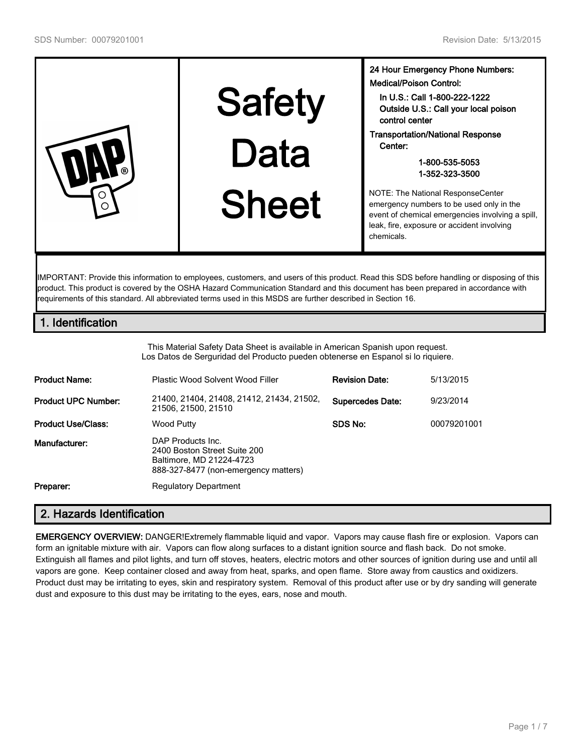# Safety Data Sheet

**24 Hour Emergency Phone Numbers:**

**Medical/Poison Control:**

**In U.S.: Call 1-800-222-1222**
**Outside U.S.: Call your local poison control center**

**Transportation/National Response Center:**

**1-800-535-5053**
**1-352-323-3500**

NOTE: The National ResponseCenter emergency numbers to be used only in the event of chemical emergencies involving a spill, leak, fire, exposure or accident involving chemicals.

IMPORTANT: Provide this information to employees, customers, and users of this product. Read this SDS before handling or disposing of this product. This product is covered by the OSHA Hazard Communication Standard and this document has been prepared in accordance with requirements of this standard. All abbreviated terms used in this MSDS are further described in Section 16.

## 1. Identification

This Material Safety Data Sheet is available in American Spanish upon request.
Los Datos de Serguridad del Producto pueden obtenerse en Espanol si lo riquiere.

| | | | |
|---|---|---|---|
| **Product Name:** | Plastic Wood Solvent Wood Filler | **Revision Date:** | 5/13/2015 |
| **Product UPC Number:** | 21400, 21404, 21408, 21412, 21434, 21502, 21506, 21500, 21510 | **Supercedes Date:** | 9/23/2014 |
| **Product Use/Class:** | Wood Putty | **SDS No:** | 00079201001 |
| **Manufacturer:** | DAP Products Inc.<br>2400 Boston Street Suite 200<br>Baltimore, MD 21224-4723<br>888-327-8477 (non-emergency matters) | | |
| **Preparer:** | Regulatory Department | | |

## 2. Hazards Identification

**EMERGENCY OVERVIEW:** DANGER!Extremely flammable liquid and vapor. Vapors may cause flash fire or explosion. Vapors can form an ignitable mixture with air. Vapors can flow along surfaces to a distant ignition source and flash back. Do not smoke. Extinguish all flames and pilot lights, and turn off stoves, heaters, electric motors and other sources of ignition during use and until all vapors are gone. Keep container closed and away from heat, sparks, and open flame. Store away from caustics and oxidizers. Product dust may be irritating to eyes, skin and respiratory system. Removal of this product after use or by dry sanding will generate dust and exposure to this dust may be irritating to the eyes, ears, nose and mouth.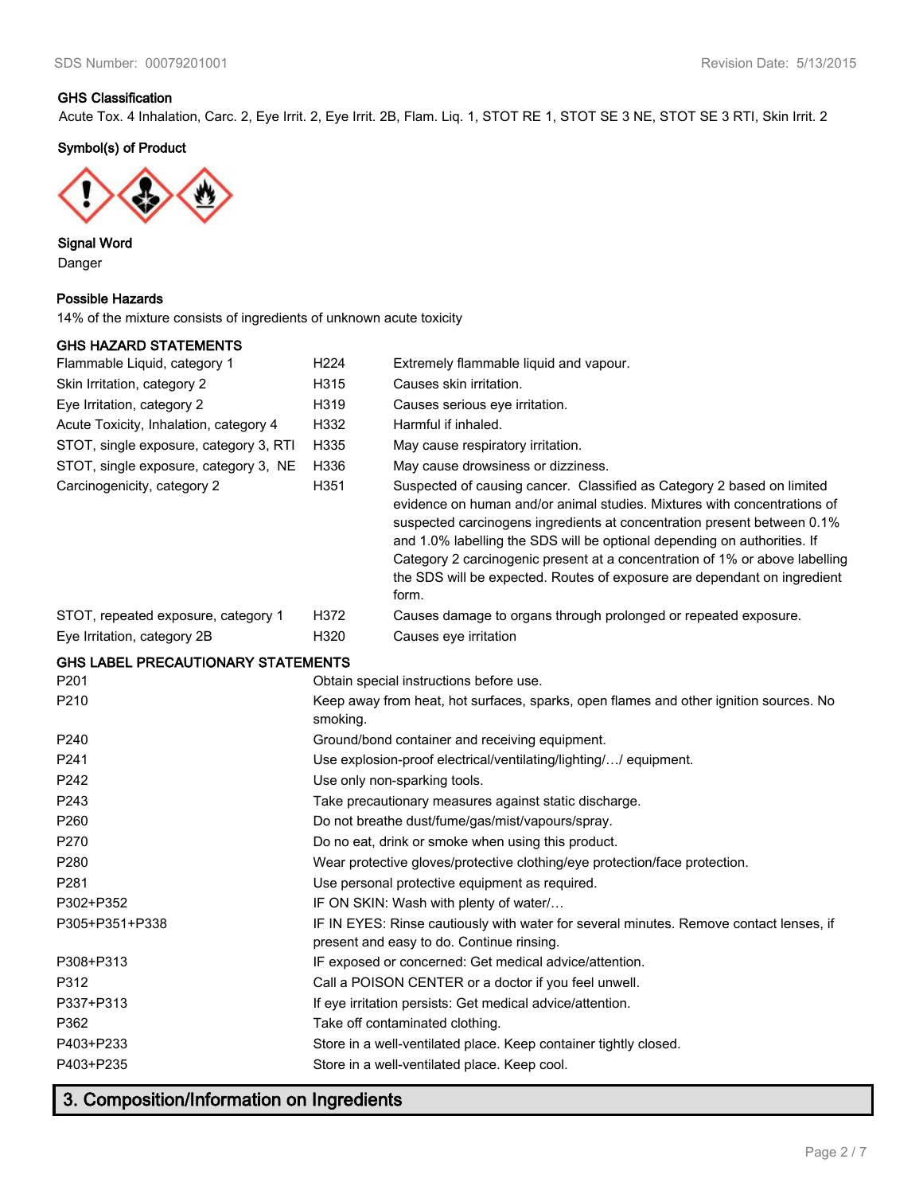SDS Number: 00079201001 Revision Date: 5/13/2015

### GHS Classification

Acute Tox. 4 Inhalation, Carc. 2, Eye Irrit. 2, Eye Irrit. 2B, Flam. Liq. 1, STOT RE 1, STOT SE 3 NE, STOT SE 3 RTI, Skin Irrit. 2

### Symbol(s) of Product

### Signal Word

Danger

### Possible Hazards

14% of the mixture consists of ingredients of unknown acute toxicity

### GHS HAZARD STATEMENTS

| | | |
|---|---|---|
| Flammable Liquid, category 1 | H224 | Extremely flammable liquid and vapour. |
| Skin Irritation, category 2 | H315 | Causes skin irritation. |
| Eye Irritation, category 2 | H319 | Causes serious eye irritation. |
| Acute Toxicity, Inhalation, category 4 | H332 | Harmful if inhaled. |
| STOT, single exposure, category 3, RTI | H335 | May cause respiratory irritation. |
| STOT, single exposure, category 3, NE | H336 | May cause drowsiness or dizziness. |
| Carcinogenicity, category 2 | H351 | Suspected of causing cancer. Classified as Category 2 based on limited evidence on human and/or animal studies. Mixtures with concentrations of suspected carcinogens ingredients at concentration present between 0.1% and 1.0% labelling the SDS will be optional depending on authorities. If Category 2 carcinogenic present at a concentration of 1% or above labelling the SDS will be expected. Routes of exposure are dependant on ingredient form. |
| STOT, repeated exposure, category 1 | H372 | Causes damage to organs through prolonged or repeated exposure. |
| Eye Irritation, category 2B | H320 | Causes eye irritation |

### GHS LABEL PRECAUTIONARY STATEMENTS

| | |
|---|---|
| P201 | Obtain special instructions before use. |
| P210 | Keep away from heat, hot surfaces, sparks, open flames and other ignition sources. No smoking. |
| P240 | Ground/bond container and receiving equipment. |
| P241 | Use explosion-proof electrical/ventilating/lighting/…/ equipment. |
| P242 | Use only non-sparking tools. |
| P243 | Take precautionary measures against static discharge. |
| P260 | Do not breathe dust/fume/gas/mist/vapours/spray. |
| P270 | Do no eat, drink or smoke when using this product. |
| P280 | Wear protective gloves/protective clothing/eye protection/face protection. |
| P281 | Use personal protective equipment as required. |
| P302+P352 | IF ON SKIN: Wash with plenty of water/… |
| P305+P351+P338 | IF IN EYES: Rinse cautiously with water for several minutes. Remove contact lenses, if present and easy to do. Continue rinsing. |
| P308+P313 | IF exposed or concerned: Get medical advice/attention. |
| P312 | Call a POISON CENTER or a doctor if you feel unwell. |
| P337+P313 | If eye irritation persists: Get medical advice/attention. |
| P362 | Take off contaminated clothing. |
| P403+P233 | Store in a well-ventilated place. Keep container tightly closed. |
| P403+P235 | Store in a well-ventilated place. Keep cool. |

## 3. Composition/Information on Ingredients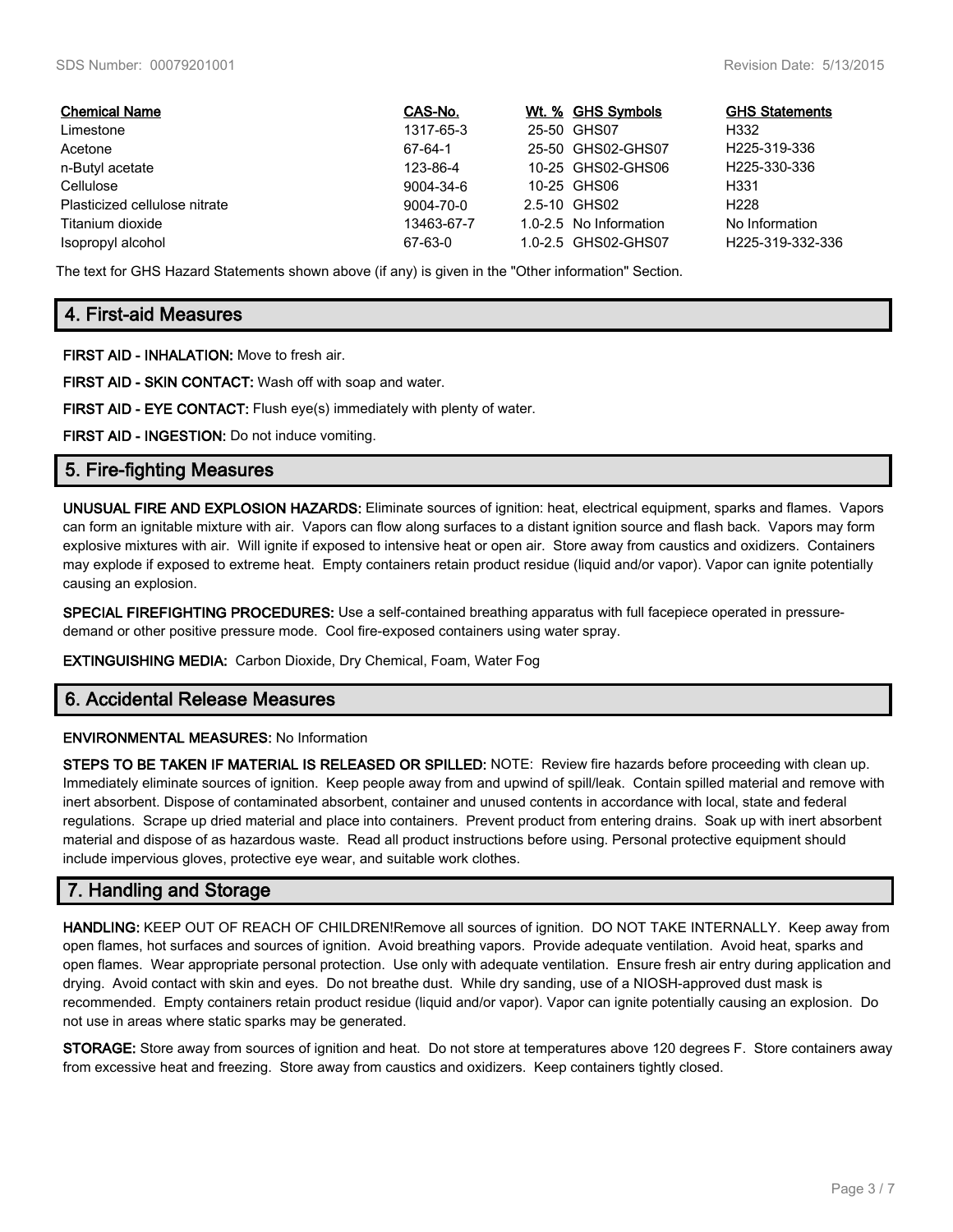| Chemical Name | CAS-No. | Wt. % | GHS Symbols | GHS Statements |
| --- | --- | --- | --- | --- |
| Limestone | 1317-65-3 | 25-50 | GHS07 | H332 |
| Acetone | 67-64-1 | 25-50 | GHS02-GHS07 | H225-319-336 |
| n-Butyl acetate | 123-86-4 | 10-25 | GHS02-GHS06 | H225-330-336 |
| Cellulose | 9004-34-6 | 10-25 | GHS06 | H331 |
| Plasticized cellulose nitrate | 9004-70-0 | 2.5-10 | GHS02 | H228 |
| Titanium dioxide | 13463-67-7 | 1.0-2.5 | No Information | No Information |
| Isopropyl alcohol | 67-63-0 | 1.0-2.5 | GHS02-GHS07 | H225-319-332-336 |

The text for GHS Hazard Statements shown above (if any) is given in the "Other information" Section.

## 4. First-aid Measures

**FIRST AID - INHALATION:** Move to fresh air.

**FIRST AID - SKIN CONTACT:** Wash off with soap and water.

**FIRST AID - EYE CONTACT:** Flush eye(s) immediately with plenty of water.

**FIRST AID - INGESTION:** Do not induce vomiting.

## 5. Fire-fighting Measures

**UNUSUAL FIRE AND EXPLOSION HAZARDS:** Eliminate sources of ignition: heat, electrical equipment, sparks and flames. Vapors can form an ignitable mixture with air. Vapors can flow along surfaces to a distant ignition source and flash back. Vapors may form explosive mixtures with air. Will ignite if exposed to intensive heat or open air. Store away from caustics and oxidizers. Containers may explode if exposed to extreme heat. Empty containers retain product residue (liquid and/or vapor). Vapor can ignite potentially causing an explosion.

**SPECIAL FIREFIGHTING PROCEDURES:** Use a self-contained breathing apparatus with full facepiece operated in pressure-demand or other positive pressure mode. Cool fire-exposed containers using water spray.

**EXTINGUISHING MEDIA:** Carbon Dioxide, Dry Chemical, Foam, Water Fog

## 6. Accidental Release Measures

**ENVIRONMENTAL MEASURES:** No Information

**STEPS TO BE TAKEN IF MATERIAL IS RELEASED OR SPILLED:** NOTE: Review fire hazards before proceeding with clean up. Immediately eliminate sources of ignition. Keep people away from and upwind of spill/leak. Contain spilled material and remove with inert absorbent. Dispose of contaminated absorbent, container and unused contents in accordance with local, state and federal regulations. Scrape up dried material and place into containers. Prevent product from entering drains. Soak up with inert absorbent material and dispose of as hazardous waste. Read all product instructions before using. Personal protective equipment should include impervious gloves, protective eye wear, and suitable work clothes.

## 7. Handling and Storage

**HANDLING:** KEEP OUT OF REACH OF CHILDREN!Remove all sources of ignition. DO NOT TAKE INTERNALLY. Keep away from open flames, hot surfaces and sources of ignition. Avoid breathing vapors. Provide adequate ventilation. Avoid heat, sparks and open flames. Wear appropriate personal protection. Use only with adequate ventilation. Ensure fresh air entry during application and drying. Avoid contact with skin and eyes. Do not breathe dust. While dry sanding, use of a NIOSH-approved dust mask is recommended. Empty containers retain product residue (liquid and/or vapor). Vapor can ignite potentially causing an explosion. Do not use in areas where static sparks may be generated.

**STORAGE:** Store away from sources of ignition and heat. Do not store at temperatures above 120 degrees F. Store containers away from excessive heat and freezing. Store away from caustics and oxidizers. Keep containers tightly closed.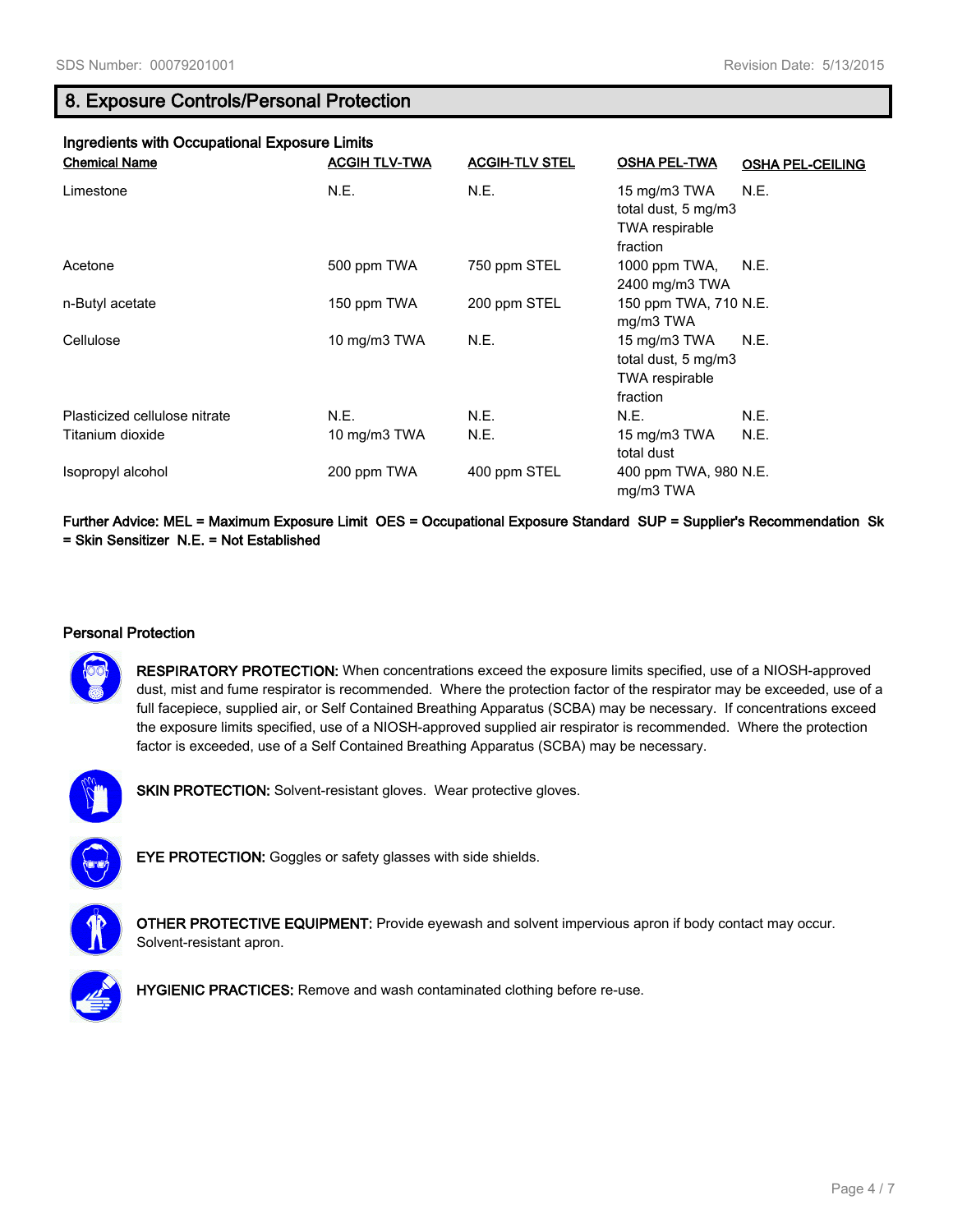## 8. Exposure Controls/Personal Protection

### Ingredients with Occupational Exposure Limits

| Chemical Name | ACGIH TLV-TWA | ACGIH-TLV STEL | OSHA PEL-TWA | OSHA PEL-CEILING |
|---|---|---|---|---|
| Limestone | N.E. | N.E. | 15 mg/m3 TWA total dust, 5 mg/m3 TWA respirable fraction | N.E. |
| Acetone | 500 ppm TWA | 750 ppm STEL | 1000 ppm TWA, 2400 mg/m3 TWA | N.E. |
| n-Butyl acetate | 150 ppm TWA | 200 ppm STEL | 150 ppm TWA, 710 mg/m3 TWA | N.E. |
| Cellulose | 10 mg/m3 TWA | N.E. | 15 mg/m3 TWA total dust, 5 mg/m3 TWA respirable fraction | N.E. |
| Plasticized cellulose nitrate | N.E. | N.E. | N.E. | N.E. |
| Titanium dioxide | 10 mg/m3 TWA | N.E. | 15 mg/m3 TWA total dust | N.E. |
| Isopropyl alcohol | 200 ppm TWA | 400 ppm STEL | 400 ppm TWA, 980 mg/m3 TWA | N.E. |

**Further Advice: MEL = Maximum Exposure Limit OES = Occupational Exposure Standard SUP = Supplier's Recommendation Sk = Skin Sensitizer N.E. = Not Established**

### Personal Protection

**RESPIRATORY PROTECTION:** When concentrations exceed the exposure limits specified, use of a NIOSH-approved dust, mist and fume respirator is recommended. Where the protection factor of the respirator may be exceeded, use of a full facepiece, supplied air, or Self Contained Breathing Apparatus (SCBA) may be necessary. If concentrations exceed the exposure limits specified, use of a NIOSH-approved supplied air respirator is recommended. Where the protection factor is exceeded, use of a Self Contained Breathing Apparatus (SCBA) may be necessary.

**SKIN PROTECTION:** Solvent-resistant gloves. Wear protective gloves.

**EYE PROTECTION:** Goggles or safety glasses with side shields.

**OTHER PROTECTIVE EQUIPMENT:** Provide eyewash and solvent impervious apron if body contact may occur. Solvent-resistant apron.

**HYGIENIC PRACTICES:** Remove and wash contaminated clothing before re-use.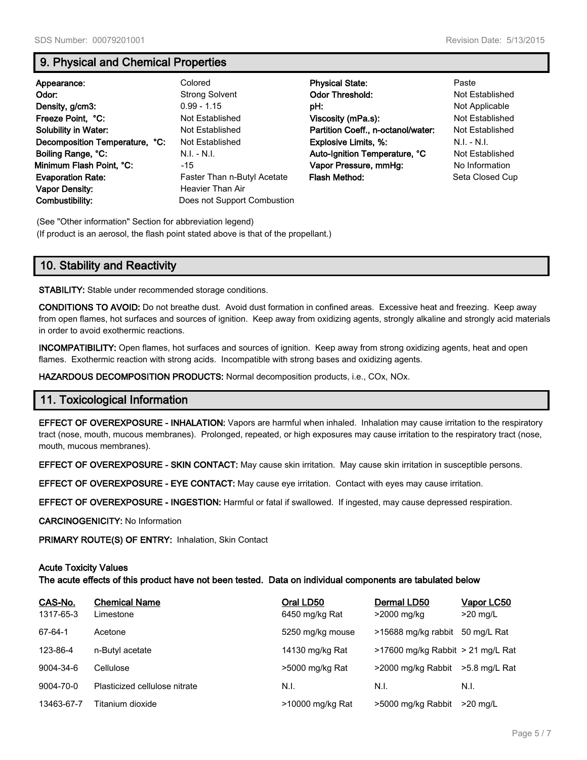## 9. Physical and Chemical Properties

| | | | |
|---|---|---|---|
| **Appearance:** | Colored | **Physical State:** | Paste |
| **Odor:** | Strong Solvent | **Odor Threshold:** | Not Established |
| **Density, g/cm3:** | 0.99 - 1.15 | **pH:** | Not Applicable |
| **Freeze Point, °C:** | Not Established | **Viscosity (mPa.s):** | Not Established |
| **Solubility in Water:** | Not Established | **Partition Coeff., n-octanol/water:** | Not Established |
| **Decomposition Temperature, °C:** | Not Established | **Explosive Limits, %:** | N.I. - N.I. |
| **Boiling Range, °C:** | N.I. - N.I. | **Auto-Ignition Temperature, °C** | Not Established |
| **Minimum Flash Point, °C:** | -15 | **Vapor Pressure, mmHg:** | No Information |
| **Evaporation Rate:** | Faster Than n-Butyl Acetate | **Flash Method:** | Seta Closed Cup |
| **Vapor Density:** | Heavier Than Air | | |
| **Combustibility:** | Does not Support Combustion | | |

(See "Other information" Section for abbreviation legend)

(If product is an aerosol, the flash point stated above is that of the propellant.)

## 10. Stability and Reactivity

**STABILITY:** Stable under recommended storage conditions.

**CONDITIONS TO AVOID:** Do not breathe dust. Avoid dust formation in confined areas. Excessive heat and freezing. Keep away from open flames, hot surfaces and sources of ignition. Keep away from oxidizing agents, strongly alkaline and strongly acid materials in order to avoid exothermic reactions.

**INCOMPATIBILITY:** Open flames, hot surfaces and sources of ignition. Keep away from strong oxidizing agents, heat and open flames. Exothermic reaction with strong acids. Incompatible with strong bases and oxidizing agents.

**HAZARDOUS DECOMPOSITION PRODUCTS:** Normal decomposition products, i.e., COx, NOx.

## 11. Toxicological Information

**EFFECT OF OVEREXPOSURE - INHALATION:** Vapors are harmful when inhaled. Inhalation may cause irritation to the respiratory tract (nose, mouth, mucous membranes). Prolonged, repeated, or high exposures may cause irritation to the respiratory tract (nose, mouth, mucous membranes).

**EFFECT OF OVEREXPOSURE - SKIN CONTACT:** May cause skin irritation. May cause skin irritation in susceptible persons.

**EFFECT OF OVEREXPOSURE - EYE CONTACT:** May cause eye irritation. Contact with eyes may cause irritation.

**EFFECT OF OVEREXPOSURE - INGESTION:** Harmful or fatal if swallowed. If ingested, may cause depressed respiration.

**CARCINOGENICITY:** No Information

**PRIMARY ROUTE(S) OF ENTRY:** Inhalation, Skin Contact

**Acute Toxicity Values**

**The acute effects of this product have not been tested. Data on individual components are tabulated below**

| CAS-No. | Chemical Name | Oral LD50 | Dermal LD50 | Vapor LC50 |
|---|---|---|---|---|
| 1317-65-3 | Limestone | 6450 mg/kg Rat | >2000 mg/kg | >20 mg/L |
| 67-64-1 | Acetone | 5250 mg/kg mouse | >15688 mg/kg rabbit | 50 mg/L Rat |
| 123-86-4 | n-Butyl acetate | 14130 mg/kg Rat | >17600 mg/kg Rabbit | > 21 mg/L Rat |
| 9004-34-6 | Cellulose | >5000 mg/kg Rat | >2000 mg/kg Rabbit | >5.8 mg/L Rat |
| 9004-70-0 | Plasticized cellulose nitrate | N.I. | N.I. | N.I. |
| 13463-67-7 | Titanium dioxide | >10000 mg/kg Rat | >5000 mg/kg Rabbit | >20 mg/L |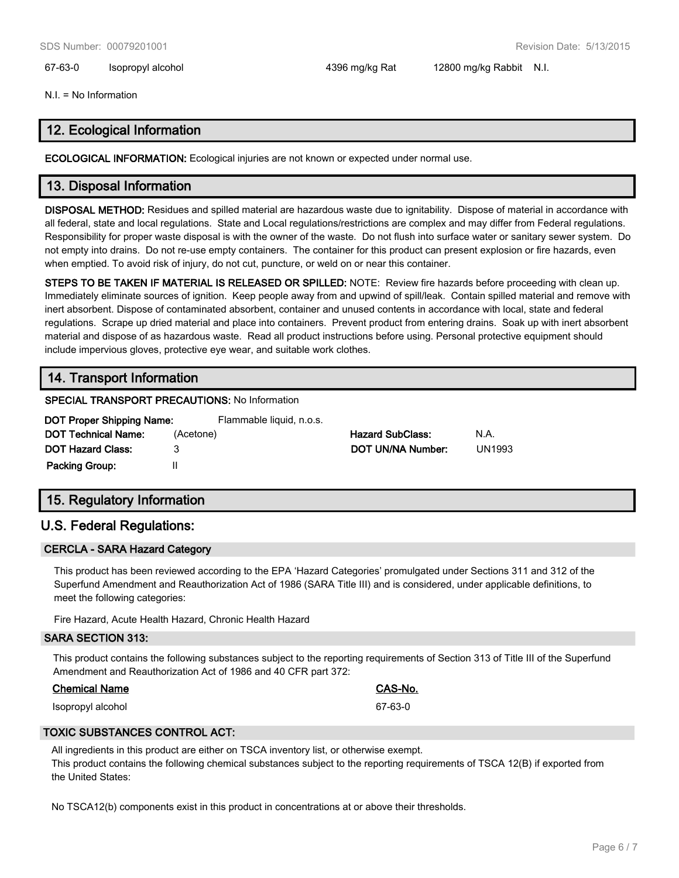| 67-63-0 | Isopropyl alcohol | 4396 mg/kg Rat | 12800 mg/kg Rabbit | N.I. |
|---|---|---|---|---|

N.I. = No Information

## 12. Ecological Information

**ECOLOGICAL INFORMATION:** Ecological injuries are not known or expected under normal use.

## 13. Disposal Information

**DISPOSAL METHOD:** Residues and spilled material are hazardous waste due to ignitability. Dispose of material in accordance with all federal, state and local regulations. State and Local regulations/restrictions are complex and may differ from Federal regulations. Responsibility for proper waste disposal is with the owner of the waste. Do not flush into surface water or sanitary sewer system. Do not empty into drains. Do not re-use empty containers. The container for this product can present explosion or fire hazards, even when emptied. To avoid risk of injury, do not cut, puncture, or weld on or near this container.

**STEPS TO BE TAKEN IF MATERIAL IS RELEASED OR SPILLED:** NOTE: Review fire hazards before proceeding with clean up. Immediately eliminate sources of ignition. Keep people away from and upwind of spill/leak. Contain spilled material and remove with inert absorbent. Dispose of contaminated absorbent, container and unused contents in accordance with local, state and federal regulations. Scrape up dried material and place into containers. Prevent product from entering drains. Soak up with inert absorbent material and dispose of as hazardous waste. Read all product instructions before using. Personal protective equipment should include impervious gloves, protective eye wear, and suitable work clothes.

## 14. Transport Information

**SPECIAL TRANSPORT PRECAUTIONS:** No Information

**DOT Proper Shipping Name:** Flammable liquid, n.o.s.

| | | | |
|---|---|---|---|
| **DOT Technical Name:** | (Acetone) | **Hazard SubClass:** | N.A. |
| **DOT Hazard Class:** | 3 | **DOT UN/NA Number:** | UN1993 |
| **Packing Group:** | II | | |

## 15. Regulatory Information

## U.S. Federal Regulations:

### CERCLA - SARA Hazard Category

This product has been reviewed according to the EPA 'Hazard Categories' promulgated under Sections 311 and 312 of the Superfund Amendment and Reauthorization Act of 1986 (SARA Title III) and is considered, under applicable definitions, to meet the following categories:

Fire Hazard, Acute Health Hazard, Chronic Health Hazard

### SARA SECTION 313:

This product contains the following substances subject to the reporting requirements of Section 313 of Title III of the Superfund Amendment and Reauthorization Act of 1986 and 40 CFR part 372:

| Chemical Name | CAS-No. |
|---|---|
| Isopropyl alcohol | 67-63-0 |

### TOXIC SUBSTANCES CONTROL ACT:

All ingredients in this product are either on TSCA inventory list, or otherwise exempt.
This product contains the following chemical substances subject to the reporting requirements of TSCA 12(B) if exported from the United States:

No TSCA12(b) components exist in this product in concentrations at or above their thresholds.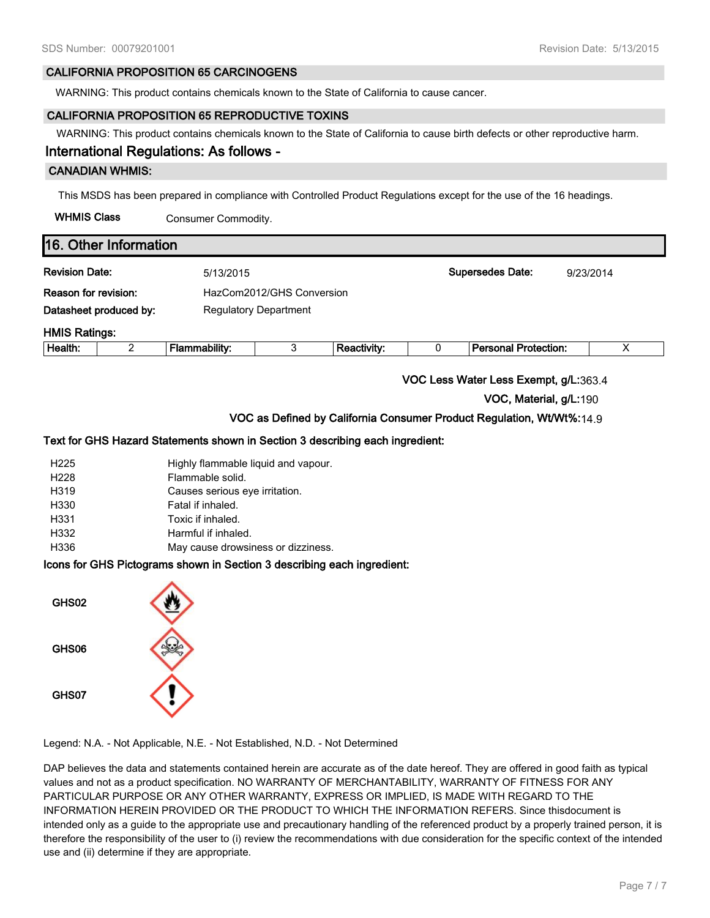### CALIFORNIA PROPOSITION 65 CARCINOGENS

WARNING: This product contains chemicals known to the State of California to cause cancer.

### CALIFORNIA PROPOSITION 65 REPRODUCTIVE TOXINS

WARNING: This product contains chemicals known to the State of California to cause birth defects or other reproductive harm.

## International Regulations: As follows -

### CANADIAN WHMIS:

This MSDS has been prepared in compliance with Controlled Product Regulations except for the use of the 16 headings.

**WHMIS Class** Consumer Commodity.

## 16. Other Information

| | | | |
|---|---|---|---|
| **Revision Date:** | 5/13/2015 | **Supersedes Date:** | 9/23/2014 |
| **Reason for revision:** | HazCom2012/GHS Conversion | | |
| **Datasheet produced by:** | Regulatory Department | | |

**HMIS Ratings:**

| | | | | | | | |
|---|---|---|---|---|---|---|---|
| **Health:** | 2 | **Flammability:** | 3 | **Reactivity:** | 0 | **Personal Protection:** | X |

**VOC Less Water Less Exempt, g/L:** 363.4

**VOC, Material, g/L:** 190

**VOC as Defined by California Consumer Product Regulation, Wt/Wt%:** 14.9

**Text for GHS Hazard Statements shown in Section 3 describing each ingredient:**

| | |
|---|---|
| H225 | Highly flammable liquid and vapour. |
| H228 | Flammable solid. |
| H319 | Causes serious eye irritation. |
| H330 | Fatal if inhaled. |
| H331 | Toxic if inhaled. |
| H332 | Harmful if inhaled. |
| H336 | May cause drowsiness or dizziness. |

**Icons for GHS Pictograms shown in Section 3 describing each ingredient:**

GHS02

GHS06

GHS07

Legend: N.A. - Not Applicable, N.E. - Not Established, N.D. - Not Determined

DAP believes the data and statements contained herein are accurate as of the date hereof. They are offered in good faith as typical values and not as a product specification. NO WARRANTY OF MERCHANTABILITY, WARRANTY OF FITNESS FOR ANY PARTICULAR PURPOSE OR ANY OTHER WARRANTY, EXPRESS OR IMPLIED, IS MADE WITH REGARD TO THE INFORMATION HEREIN PROVIDED OR THE PRODUCT TO WHICH THE INFORMATION REFERS. Since thisdocument is intended only as a guide to the appropriate use and precautionary handling of the referenced product by a properly trained person, it is therefore the responsibility of the user to (i) review the recommendations with due consideration for the specific context of the intended use and (ii) determine if they are appropriate.